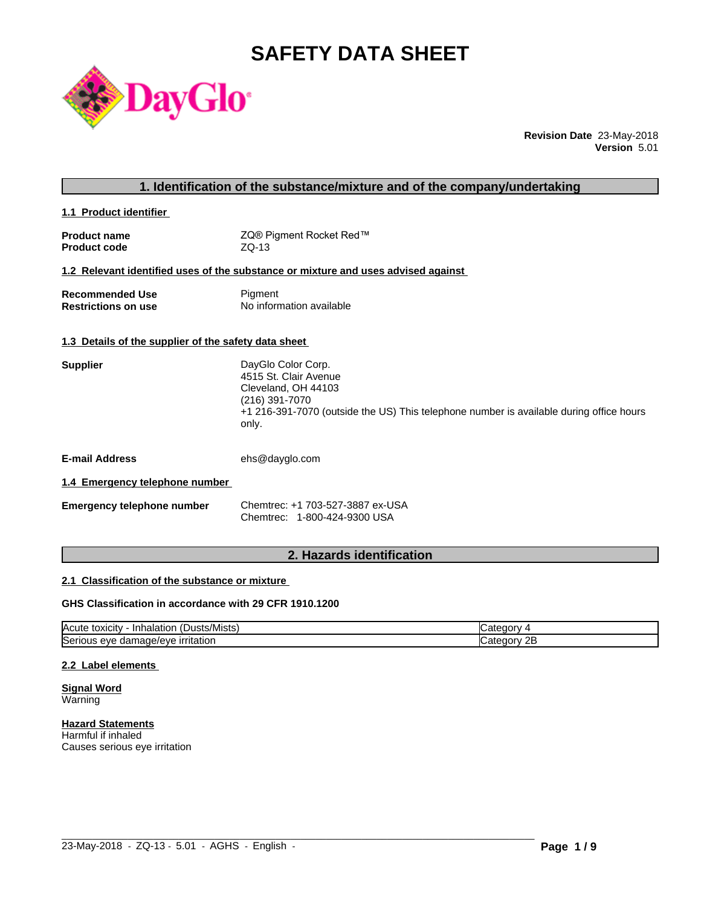# SAFETY DATA SHEET

DayGlo®

**Revision Date** 23-May-2018
**Version** 5.01

## 1. Identification of the substance/mixture and of the company/undertaking

### 1.1 Product identifier

**Product name** ZQ® Pigment Rocket Red™
**Product code** ZQ-13

### 1.2 Relevant identified uses of the substance or mixture and uses advised against

**Recommended Use** Pigment
**Restrictions on use** No information available

### 1.3 Details of the supplier of the safety data sheet

**Supplier**
DayGlo Color Corp.
4515 St. Clair Avenue
Cleveland, OH 44103
(216) 391-7070
+1 216-391-7070 (outside the US) This telephone number is available during office hours only.

**E-mail Address** ehs@dayglo.com

### 1.4 Emergency telephone number

**Emergency telephone number**
Chemtrec: +1 703-527-3887 ex-USA
Chemtrec: 1-800-424-9300 USA

## 2. Hazards identification

### 2.1 Classification of the substance or mixture

**GHS Classification in accordance with 29 CFR 1910.1200**

| | |
|---|---|
| Acute toxicity - Inhalation (Dusts/Mists) | Category 4 |
| Serious eye damage/eye irritation | Category 2B |

### 2.2 Label elements

**Signal Word**
Warning

**Hazard Statements**
Harmful if inhaled
Causes serious eye irritation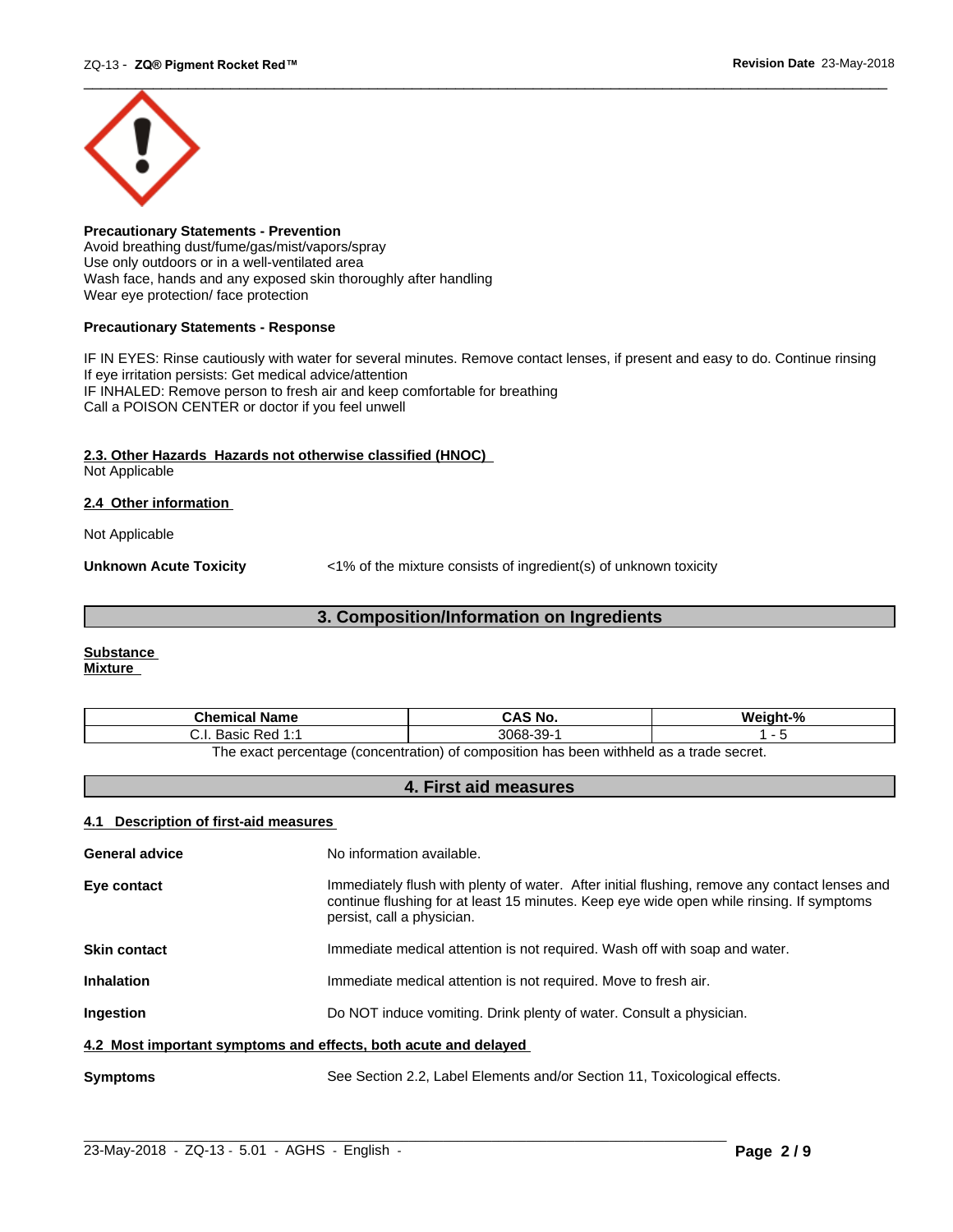**Precautionary Statements - Prevention**
Avoid breathing dust/fume/gas/mist/vapors/spray
Use only outdoors or in a well-ventilated area
Wash face, hands and any exposed skin thoroughly after handling
Wear eye protection/ face protection

**Precautionary Statements - Response**

IF IN EYES: Rinse cautiously with water for several minutes. Remove contact lenses, if present and easy to do. Continue rinsing
If eye irritation persists: Get medical advice/attention
IF INHALED: Remove person to fresh air and keep comfortable for breathing
Call a POISON CENTER or doctor if you feel unwell

**2.3. Other Hazards Hazards not otherwise classified (HNOC)**
Not Applicable

**2.4 Other information**

Not Applicable

**Unknown Acute Toxicity** <1% of the mixture consists of ingredient(s) of unknown toxicity

## 3. Composition/Information on Ingredients

**Substance**
**Mixture**

| Chemical Name | CAS No. | Weight-% |
|---|---|---|
| C.I. Basic Red 1:1 | 3068-39-1 | 1 - 5 |

The exact percentage (concentration) of composition has been withheld as a trade secret.

## 4. First aid measures

**4.1 Description of first-aid measures**

**General advice** No information available.

**Eye contact** Immediately flush with plenty of water. After initial flushing, remove any contact lenses and continue flushing for at least 15 minutes. Keep eye wide open while rinsing. If symptoms persist, call a physician.

**Skin contact** Immediate medical attention is not required. Wash off with soap and water.

**Inhalation** Immediate medical attention is not required. Move to fresh air.

**Ingestion** Do NOT induce vomiting. Drink plenty of water. Consult a physician.

**4.2 Most important symptoms and effects, both acute and delayed**

**Symptoms** See Section 2.2, Label Elements and/or Section 11, Toxicological effects.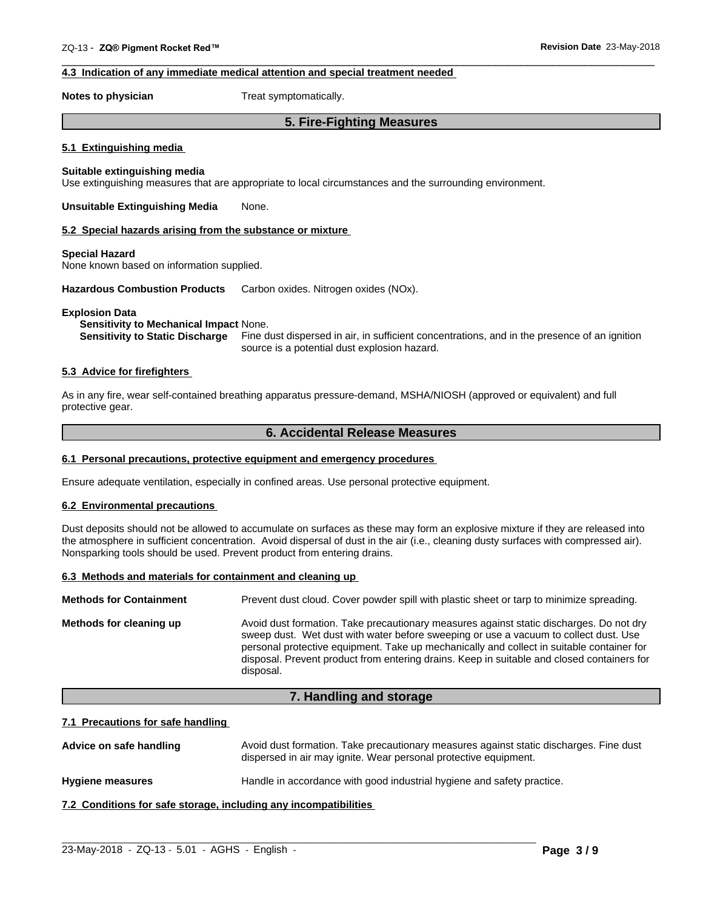#### 4.3 Indication of any immediate medical attention and special treatment needed

**Notes to physician** Treat symptomatically.

## 5. Fire-Fighting Measures

#### 5.1 Extinguishing media

**Suitable extinguishing media**
Use extinguishing measures that are appropriate to local circumstances and the surrounding environment.

**Unsuitable Extinguishing Media** None.

#### 5.2 Special hazards arising from the substance or mixture

**Special Hazard**
None known based on information supplied.

**Hazardous Combustion Products** Carbon oxides. Nitrogen oxides (NOx).

**Explosion Data**
**Sensitivity to Mechanical Impact** None.
**Sensitivity to Static Discharge** Fine dust dispersed in air, in sufficient concentrations, and in the presence of an ignition source is a potential dust explosion hazard.

#### 5.3 Advice for firefighters

As in any fire, wear self-contained breathing apparatus pressure-demand, MSHA/NIOSH (approved or equivalent) and full protective gear.

## 6. Accidental Release Measures

#### 6.1 Personal precautions, protective equipment and emergency procedures

Ensure adequate ventilation, especially in confined areas. Use personal protective equipment.

#### 6.2 Environmental precautions

Dust deposits should not be allowed to accumulate on surfaces as these may form an explosive mixture if they are released into the atmosphere in sufficient concentration. Avoid dispersal of dust in the air (i.e., cleaning dusty surfaces with compressed air). Nonsparking tools should be used. Prevent product from entering drains.

#### 6.3 Methods and materials for containment and cleaning up

**Methods for Containment** Prevent dust cloud. Cover powder spill with plastic sheet or tarp to minimize spreading.

**Methods for cleaning up** Avoid dust formation. Take precautionary measures against static discharges. Do not dry sweep dust. Wet dust with water before sweeping or use a vacuum to collect dust. Use personal protective equipment. Take up mechanically and collect in suitable container for disposal. Prevent product from entering drains. Keep in suitable and closed containers for disposal.

## 7. Handling and storage

#### 7.1 Precautions for safe handling

**Advice on safe handling** Avoid dust formation. Take precautionary measures against static discharges. Fine dust dispersed in air may ignite. Wear personal protective equipment.

**Hygiene measures** Handle in accordance with good industrial hygiene and safety practice.

#### 7.2 Conditions for safe storage, including any incompatibilities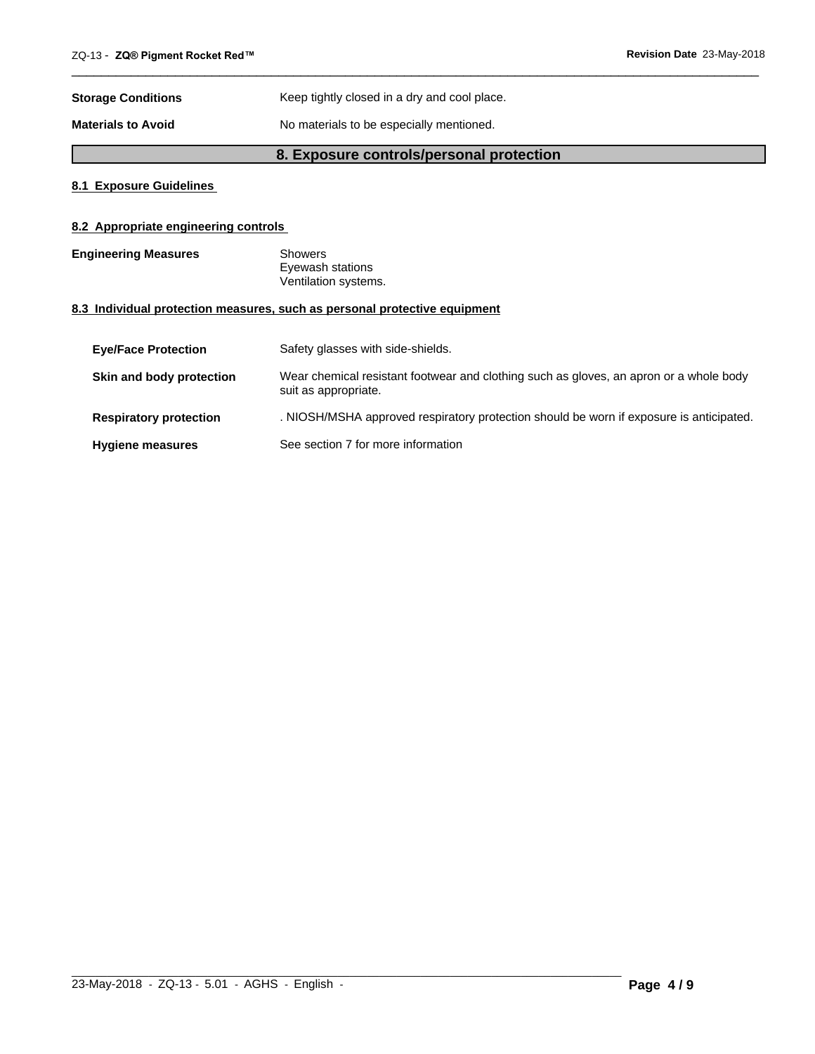**Storage Conditions** Keep tightly closed in a dry and cool place.

**Materials to Avoid** No materials to be especially mentioned.

## 8. Exposure controls/personal protection

### 8.1 Exposure Guidelines

### 8.2 Appropriate engineering controls

**Engineering Measures**
Showers
Eyewash stations
Ventilation systems.

### 8.3 Individual protection measures, such as personal protective equipment

**Eye/Face Protection** Safety glasses with side-shields.

**Skin and body protection** Wear chemical resistant footwear and clothing such as gloves, an apron or a whole body suit as appropriate.

**Respiratory protection** . NIOSH/MSHA approved respiratory protection should be worn if exposure is anticipated.

**Hygiene measures** See section 7 for more information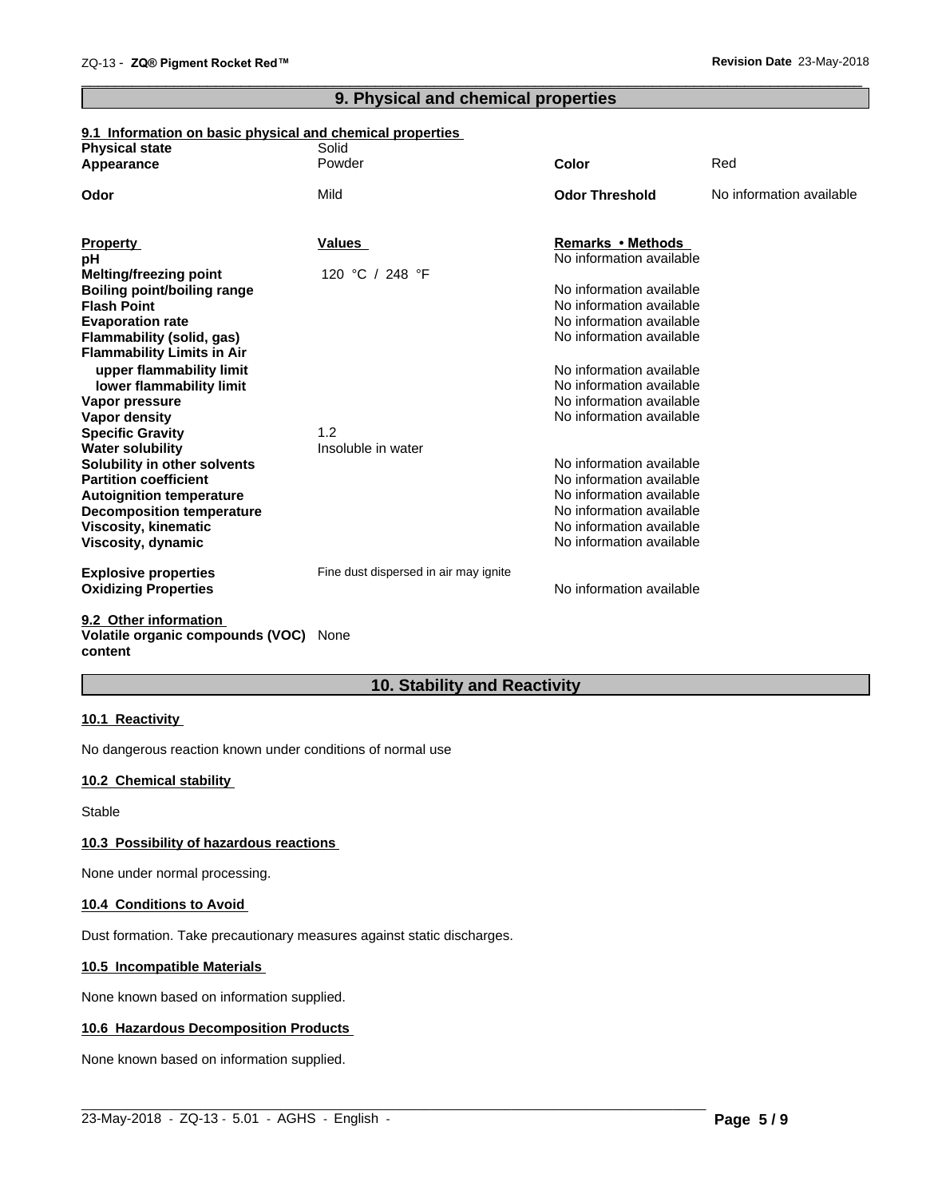## 9. Physical and chemical properties

### 9.1 Information on basic physical and chemical properties

| | | | |
|---|---|---|---|
| **Physical state** | Solid | | |
| **Appearance** | Powder | **Color** | Red |
| **Odor** | Mild | **Odor Threshold** | No information available |

| **Property** | **Values** | **Remarks • Methods** |
|---|---|---|
| **pH** | | No information available |
| **Melting/freezing point** | 120 °C / 248 °F | |
| **Boiling point/boiling range** | | No information available |
| **Flash Point** | | No information available |
| **Evaporation rate** | | No information available |
| **Flammability (solid, gas)** | | No information available |
| **Flammability Limits in Air** | | |
| **upper flammability limit** | | No information available |
| **lower flammability limit** | | No information available |
| **Vapor pressure** | | No information available |
| **Vapor density** | | No information available |
| **Specific Gravity** | 1.2 | |
| **Water solubility** | Insoluble in water | |
| **Solubility in other solvents** | | No information available |
| **Partition coefficient** | | No information available |
| **Autoignition temperature** | | No information available |
| **Decomposition temperature** | | No information available |
| **Viscosity, kinematic** | | No information available |
| **Viscosity, dynamic** | | No information available |
| **Explosive properties** | Fine dust dispersed in air may ignite | |
| **Oxidizing Properties** | | No information available |

### 9.2 Other information

**Volatile organic compounds (VOC) content** None

## 10. Stability and Reactivity

### 10.1 Reactivity

No dangerous reaction known under conditions of normal use

### 10.2 Chemical stability

Stable

### 10.3 Possibility of hazardous reactions

None under normal processing.

### 10.4 Conditions to Avoid

Dust formation. Take precautionary measures against static discharges.

### 10.5 Incompatible Materials

None known based on information supplied.

### 10.6 Hazardous Decomposition Products

None known based on information supplied.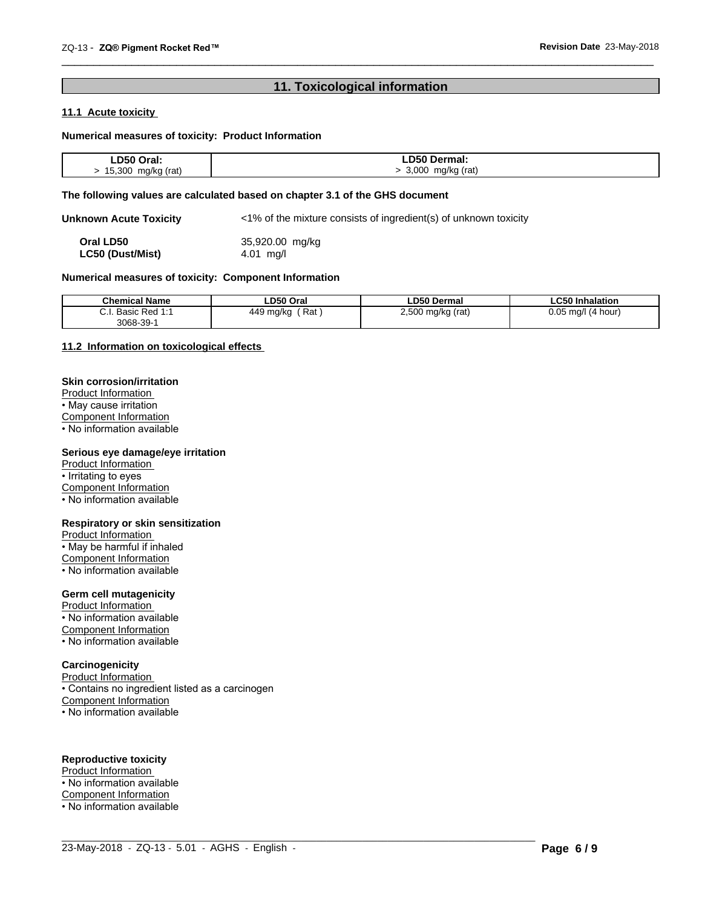## 11. Toxicological information

### 11.1 Acute toxicity

**Numerical measures of toxicity: Product Information**

| LD50 Oral: | LD50 Dermal: |
|---|---|
| > 15,300 mg/kg (rat) | > 3,000 mg/kg (rat) |

**The following values are calculated based on chapter 3.1 of the GHS document**

**Unknown Acute Toxicity** <1% of the mixture consists of ingredient(s) of unknown toxicity

**Oral LD50** 35,920.00 mg/kg
**LC50 (Dust/Mist)** 4.01 mg/l

**Numerical measures of toxicity: Component Information**

| Chemical Name | LD50 Oral | LD50 Dermal | LC50 Inhalation |
|---|---|---|---|
| C.I. Basic Red 1:1 3068-39-1 | 449 mg/kg ( Rat ) | 2,500 mg/kg (rat) | 0.05 mg/l (4 hour) |

### 11.2 Information on toxicological effects

**Skin corrosion/irritation**
Product Information
• May cause irritation
Component Information
• No information available

**Serious eye damage/eye irritation**
Product Information
• Irritating to eyes
Component Information
• No information available

**Respiratory or skin sensitization**
Product Information
• May be harmful if inhaled
Component Information
• No information available

**Germ cell mutagenicity**
Product Information
• No information available
Component Information
• No information available

**Carcinogenicity**
Product Information
• Contains no ingredient listed as a carcinogen
Component Information
• No information available

**Reproductive toxicity**
Product Information
• No information available
Component Information
• No information available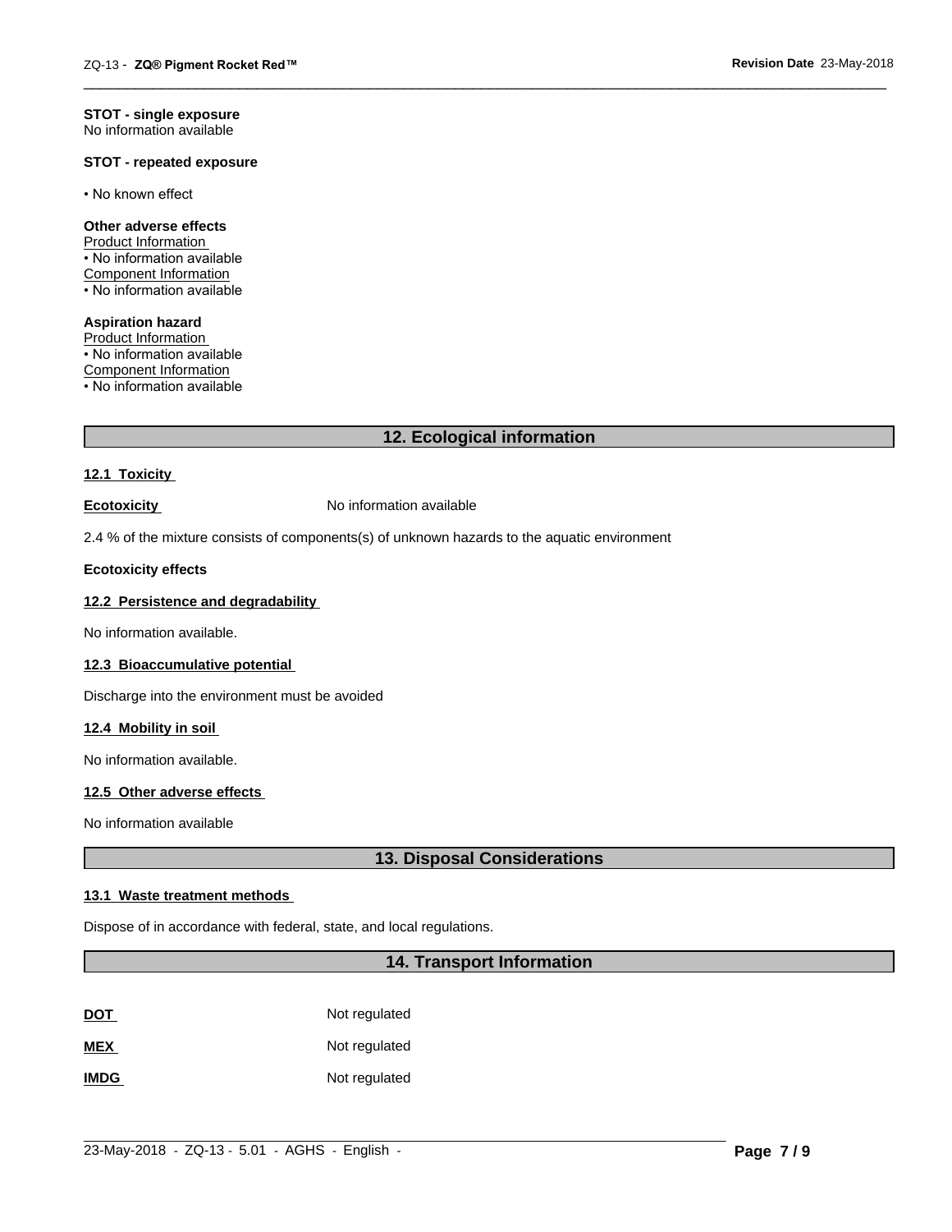**STOT - single exposure**
No information available

**STOT - repeated exposure**

- No known effect

**Other adverse effects**
Product Information
- No information available

Component Information
- No information available

**Aspiration hazard**
Product Information
- No information available

Component Information
- No information available

## 12. Ecological information

### 12.1 Toxicity

**Ecotoxicity** No information available

2.4 % of the mixture consists of components(s) of unknown hazards to the aquatic environment

**Ecotoxicity effects**

### 12.2 Persistence and degradability

No information available.

### 12.3 Bioaccumulative potential

Discharge into the environment must be avoided

### 12.4 Mobility in soil

No information available.

### 12.5 Other adverse effects

No information available

## 13. Disposal Considerations

### 13.1 Waste treatment methods

Dispose of in accordance with federal, state, and local regulations.

## 14. Transport Information

| | |
|---|---|
| **DOT** | Not regulated |
| **MEX** | Not regulated |
| **IMDG** | Not regulated |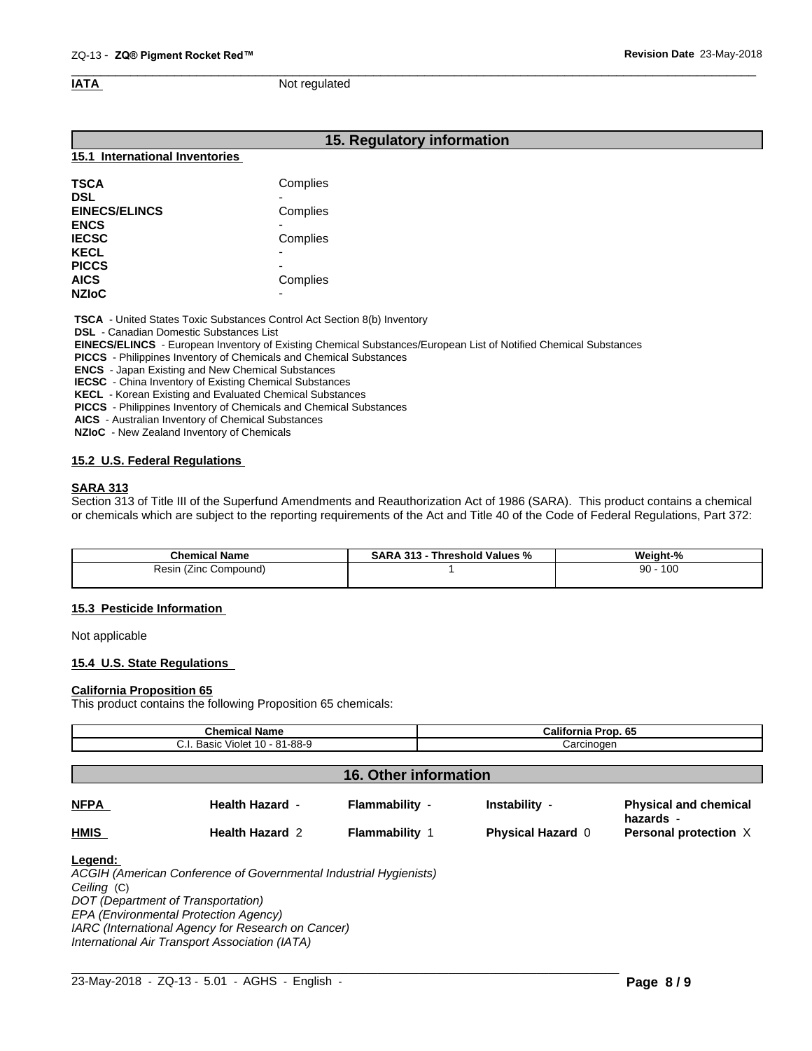**IATA** Not regulated

## 15. Regulatory information

### 15.1 International Inventories

| | |
|---|---|
| **TSCA** | Complies |
| **DSL** | - |
| **EINECS/ELINCS** | Complies |
| **ENCS** | - |
| **IECSC** | Complies |
| **KECL** | - |
| **PICCS** | - |
| **AICS** | Complies |
| **NZIoC** | - |

**TSCA** - United States Toxic Substances Control Act Section 8(b) Inventory
**DSL** - Canadian Domestic Substances List
**EINECS/ELINCS** - European Inventory of Existing Chemical Substances/European List of Notified Chemical Substances
**PICCS** - Philippines Inventory of Chemicals and Chemical Substances
**ENCS** - Japan Existing and New Chemical Substances
**IECSC** - China Inventory of Existing Chemical Substances
**KECL** - Korean Existing and Evaluated Chemical Substances
**PICCS** - Philippines Inventory of Chemicals and Chemical Substances
**AICS** - Australian Inventory of Chemical Substances
**NZIoC** - New Zealand Inventory of Chemicals

### 15.2 U.S. Federal Regulations

**SARA 313**
Section 313 of Title III of the Superfund Amendments and Reauthorization Act of 1986 (SARA). This product contains a chemical or chemicals which are subject to the reporting requirements of the Act and Title 40 of the Code of Federal Regulations, Part 372:

| Chemical Name | SARA 313 - Threshold Values % | Weight-% |
|---|---|---|
| Resin (Zinc Compound) | 1 | 90 - 100 |

### 15.3 Pesticide Information

Not applicable

### 15.4 U.S. State Regulations

**California Proposition 65**
This product contains the following Proposition 65 chemicals:

| Chemical Name | California Prop. 65 |
|---|---|
| C.I. Basic Violet 10 - 81-88-9 | Carcinogen |

## 16. Other information

| | | | | |
|---|---|---|---|---|
| **NFPA** | **Health Hazard** - | **Flammability** - | **Instability** - | **Physical and chemical hazards** - |
| **HMIS** | **Health Hazard** 2 | **Flammability** 1 | **Physical Hazard** 0 | **Personal protection** X |

**Legend:**
*ACGIH (American Conference of Governmental Industrial Hygienists)*
*Ceiling* (C)
*DOT (Department of Transportation)*
*EPA (Environmental Protection Agency)*
*IARC (International Agency for Research on Cancer)*
*International Air Transport Association (IATA)*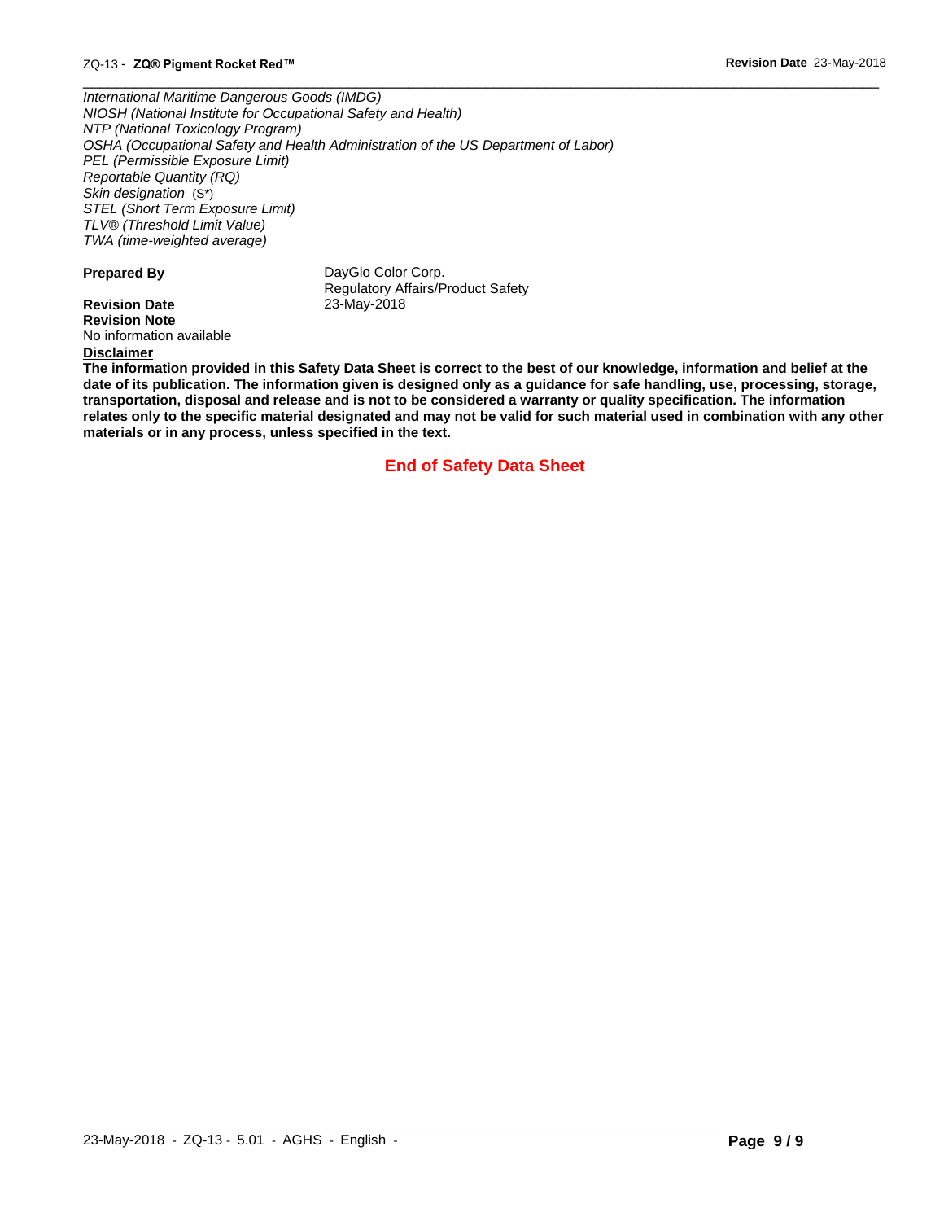*International Maritime Dangerous Goods (IMDG)*
*NIOSH (National Institute for Occupational Safety and Health)*
*NTP (National Toxicology Program)*
*OSHA (Occupational Safety and Health Administration of the US Department of Labor)*
*PEL (Permissible Exposure Limit)*
*Reportable Quantity (RQ)*
*Skin designation* (S*)
*STEL (Short Term Exposure Limit)*
*TLV® (Threshold Limit Value)*
*TWA (time-weighted average)*

**Prepared By** DayGlo Color Corp.
Regulatory Affairs/Product Safety

**Revision Date** 23-May-2018

**Revision Note**
No information available

**Disclaimer**

**The information provided in this Safety Data Sheet is correct to the best of our knowledge, information and belief at the date of its publication. The information given is designed only as a guidance for safe handling, use, processing, storage, transportation, disposal and release and is not to be considered a warranty or quality specification. The information relates only to the specific material designated and may not be valid for such material used in combination with any other materials or in any process, unless specified in the text.**

**End of Safety Data Sheet**